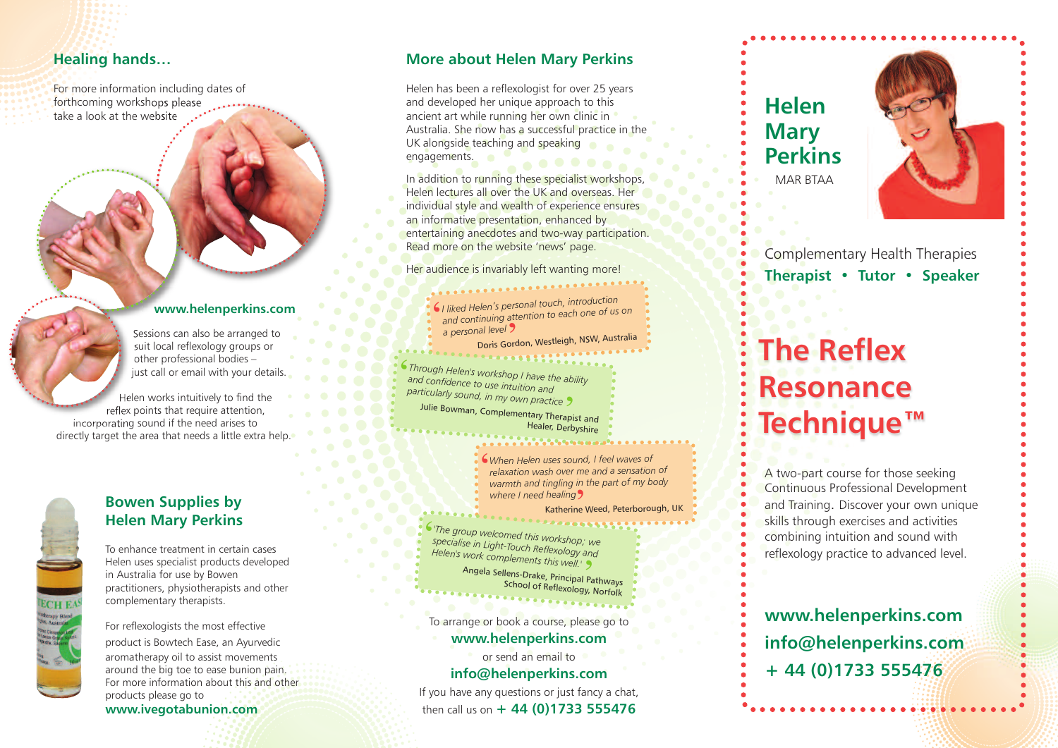## Healing hands…

For more information including dates of forthcoming workshops please take a look at the website

**www.helenperkins.com**

Sessions can also be arranged to suit local reflexology groups or other professional bodies – just call or email with your details.

Helen works intuitively to find the reflex points that require attention, incorporating sound if the need arises to directly target the area that needs a little extra help.

## Bowen Supplies by Helen Mary Perkins

To enhance treatment in certain cases Helen uses specialist products developed in Australia for use by Bowen practitioners, physiotherapists and other complementary therapists.

For reflexologists the most effective product is Bowtech Ease, an Ayurvedic aromatherapy oil to assist movements around the big toe to ease bunion pain. For more information about this and other products please go to **www.ivegotabunion.com**

## More about Helen Mary Perkins

Helen has been a reflexologist for over 25 years and developed her unique approach to this ancient art while running her own clinic in Australia. She now has a successful practice in the UK alongside teaching and speaking engagements.

In addition to running these specialist workshops, Helen lectures all over the UK and overseas. Her individual style and wealth of experience ensures an informative presentation, enhanced by entertaining anecdotes and two-way participation. Read more on the website 'news' page.

Her audience is invariably left wanting more!

> *'I liked Helen's personal touch, introduction and continuing attention to each one of us on a personal level'*
>
> Doris Gordon, Westleigh, NSW, Australia

> *'Through Helen's workshop I have the ability and confidence to use intuition and particularly sound, in my own practice'*
>
> Julie Bowman, Complementary Therapist and Healer, Derbyshire

> *'When Helen uses sound, I feel waves of relaxation wash over me and a sensation of warmth and tingling in the part of my body where I need healing'*
>
> Katherine Weed, Peterborough, UK

> *'The group welcomed this workshop; we specialise in Light-Touch Reflexology and Helen's work complements this well.'*
>
> Angela Sellens-Drake, Principal Pathways School of Reflexology, Norfolk

To arrange or book a course, please go to
**www.helenperkins.com**
or send an email to
**info@helenperkins.com**
If you have any questions or just fancy a chat, then call us on **+ 44 (0)1733 555476**

# Helen Mary Perkins

MAR BTAA

Complementary Health Therapies
**Therapist • Tutor • Speaker**

# The Reflex Resonance Technique™

A two-part course for those seeking Continuous Professional Development and Training. Discover your own unique skills through exercises and activities combining intuition and sound with reflexology practice to advanced level.

**www.helenperkins.com**
**info@helenperkins.com**
**+ 44 (0)1733 555476**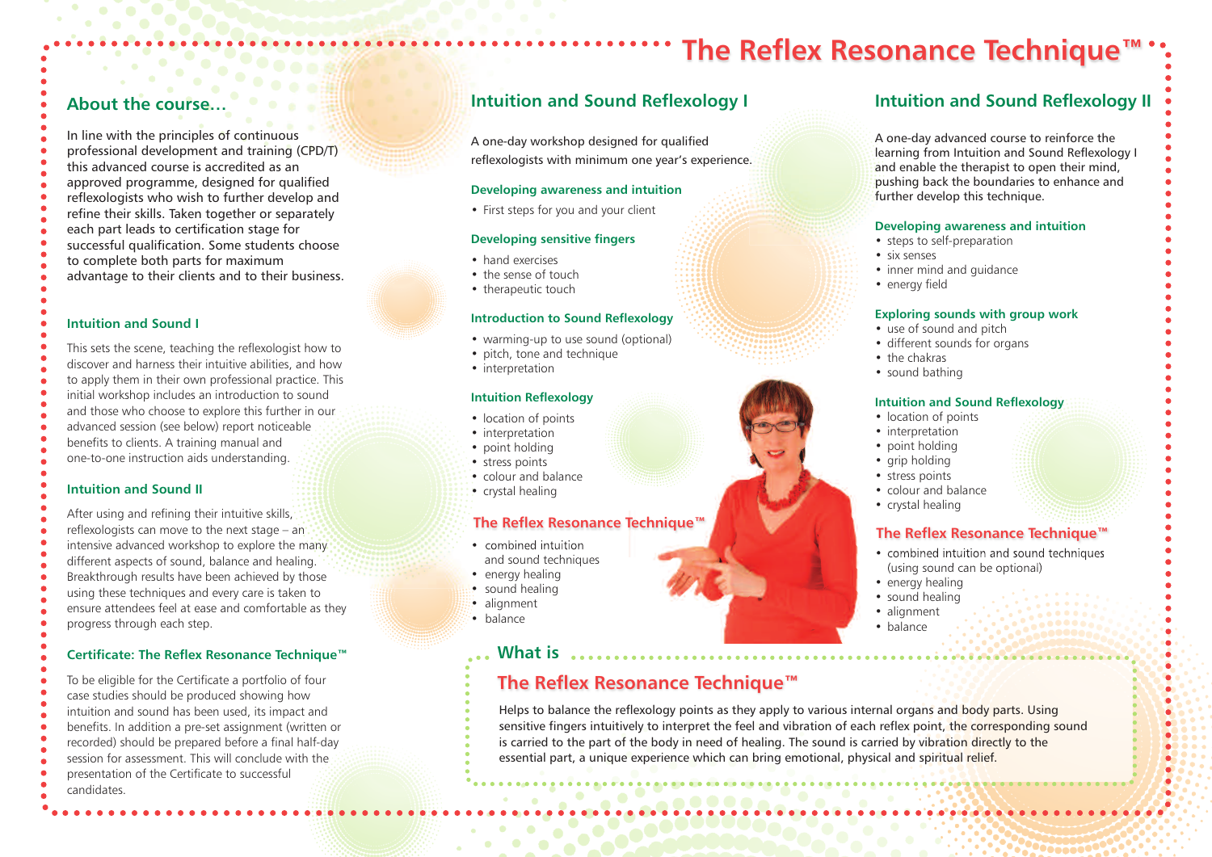# The Reflex Resonance Technique™

## About the course…

In line with the principles of continuous professional development and training (CPD/T) this advanced course is accredited as an approved programme, designed for qualified reflexologists who wish to further develop and refine their skills. Taken together or separately each part leads to certification stage for successful qualification. Some students choose to complete both parts for maximum advantage to their clients and to their business.

### Intuition and Sound I

This sets the scene, teaching the reflexologist how to discover and harness their intuitive abilities, and how to apply them in their own professional practice. This initial workshop includes an introduction to sound and those who choose to explore this further in our advanced session (see below) report noticeable benefits to clients. A training manual and one-to-one instruction aids understanding.

### Intuition and Sound II

After using and refining their intuitive skills, reflexologists can move to the next stage – an intensive advanced workshop to explore the many different aspects of sound, balance and healing. Breakthrough results have been achieved by those using these techniques and every care is taken to ensure attendees feel at ease and comfortable as they progress through each step.

### Certificate: The Reflex Resonance Technique™

To be eligible for the Certificate a portfolio of four case studies should be produced showing how intuition and sound has been used, its impact and benefits. In addition a pre-set assignment (written or recorded) should be prepared before a final half-day session for assessment. This will conclude with the presentation of the Certificate to successful candidates.

## Intuition and Sound Reflexology I

A one-day workshop designed for qualified reflexologists with minimum one year's experience.

### Developing awareness and intuition

- First steps for you and your client

### Developing sensitive fingers

- hand exercises
- the sense of touch
- therapeutic touch

### Introduction to Sound Reflexology

- warming-up to use sound (optional)
- pitch, tone and technique
- interpretation

### Intuition Reflexology

- location of points
- interpretation
- point holding
- stress points
- colour and balance
- crystal healing

### The Reflex Resonance Technique™

- combined intuition and sound techniques
- energy healing
- sound healing
- alignment
- balance

## Intuition and Sound Reflexology II

A one-day advanced course to reinforce the learning from Intuition and Sound Reflexology I and enable the therapist to open their mind, pushing back the boundaries to enhance and further develop this technique.

### Developing awareness and intuition

- steps to self-preparation
- six senses
- inner mind and guidance
- energy field

### Exploring sounds with group work

- use of sound and pitch
- different sounds for organs
- the chakras
- sound bathing

### Intuition and Sound Reflexology

- location of points
- interpretation
- point holding
- grip holding
- stress points
- colour and balance
- crystal healing

### The Reflex Resonance Technique™

- combined intuition and sound techniques (using sound can be optional)
- energy healing
- sound healing
- alignment
- balance

## What is The Reflex Resonance Technique™

Helps to balance the reflexology points as they apply to various internal organs and body parts. Using sensitive fingers intuitively to interpret the feel and vibration of each reflex point, the corresponding sound is carried to the part of the body in need of healing. The sound is carried by vibration directly to the essential part, a unique experience which can bring emotional, physical and spiritual relief.